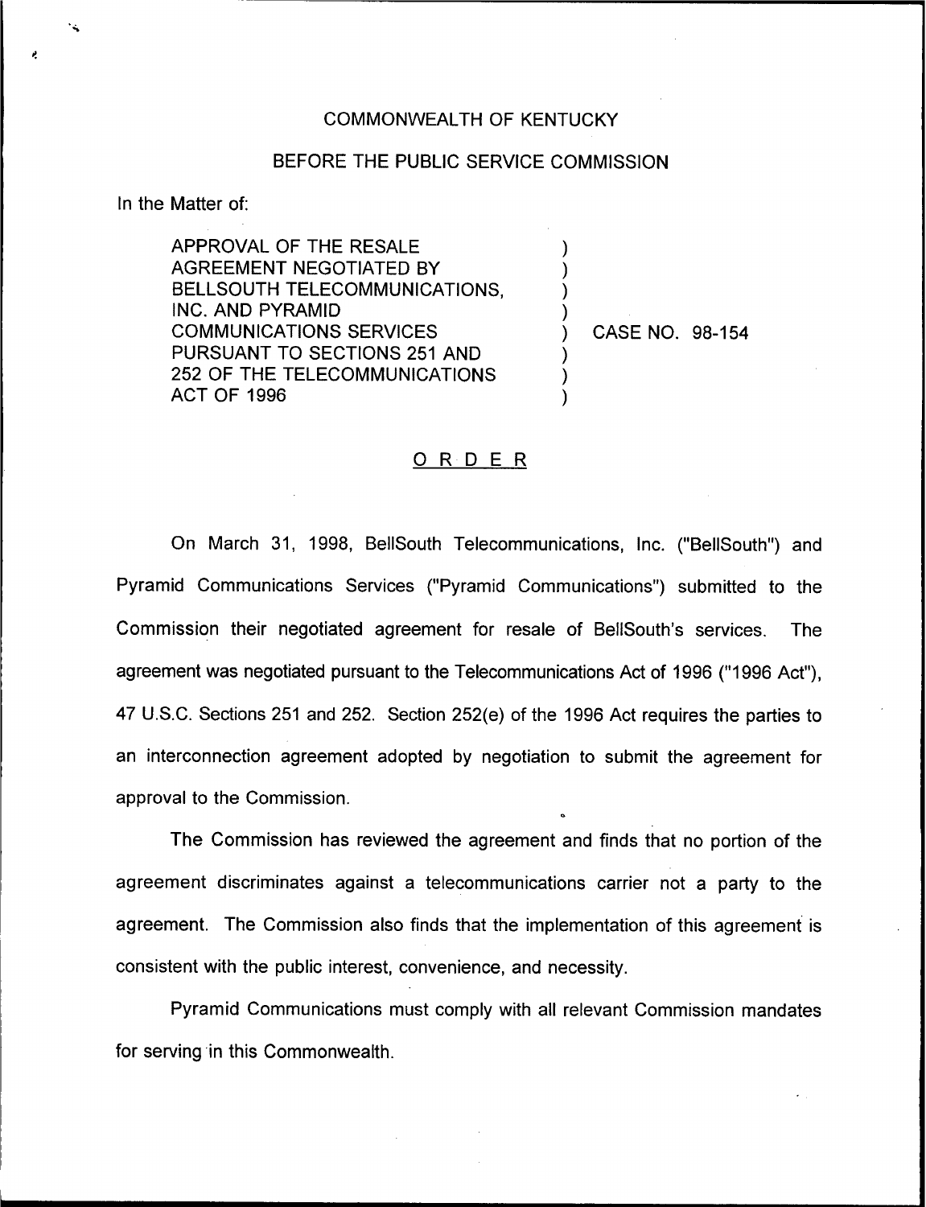COMMONWEALTH OF KENTUCKY

BEFORE THE PUBLIC SERVICE COMMISSION

In the Matter of:

APPROVAL OF THE RESALE AGREEMENT NEGOTIATED BY BELLSOUTH TELECOMMUNICATIONS, INC. AND PYRAMID COMMUNICATIONS SERVICES PURSUANT TO SECTIONS 251 AND 252 OF THE TELECOMMUNICATIONS ACT OF 1996 ) CASE NO. 98-154

# ORDER

On March 31, 1998, BellSouth Telecommunications, Inc. ("BellSouth") and Pyramid Communications Services ("Pyramid Communications") submitted to the Commission their negotiated agreement for resale of BellSouth's services. The agreement was negotiated pursuant to the Telecommunications Act of 1996 ("1996 Act"), 47 U.S.C. Sections 251 and 252. Section 252(e) of the 1996 Act requires the parties to an interconnection agreement adopted by negotiation to submit the agreement for approval to the Commission.

The Commission has reviewed the agreement and finds that no portion of the agreement discriminates against a telecommunications carrier not a party to the agreement. The Commission also finds that the implementation of this agreement is consistent with the public interest, convenience, and necessity.

Pyramid Communications must comply with all relevant Commission mandates for serving in this Commonwealth.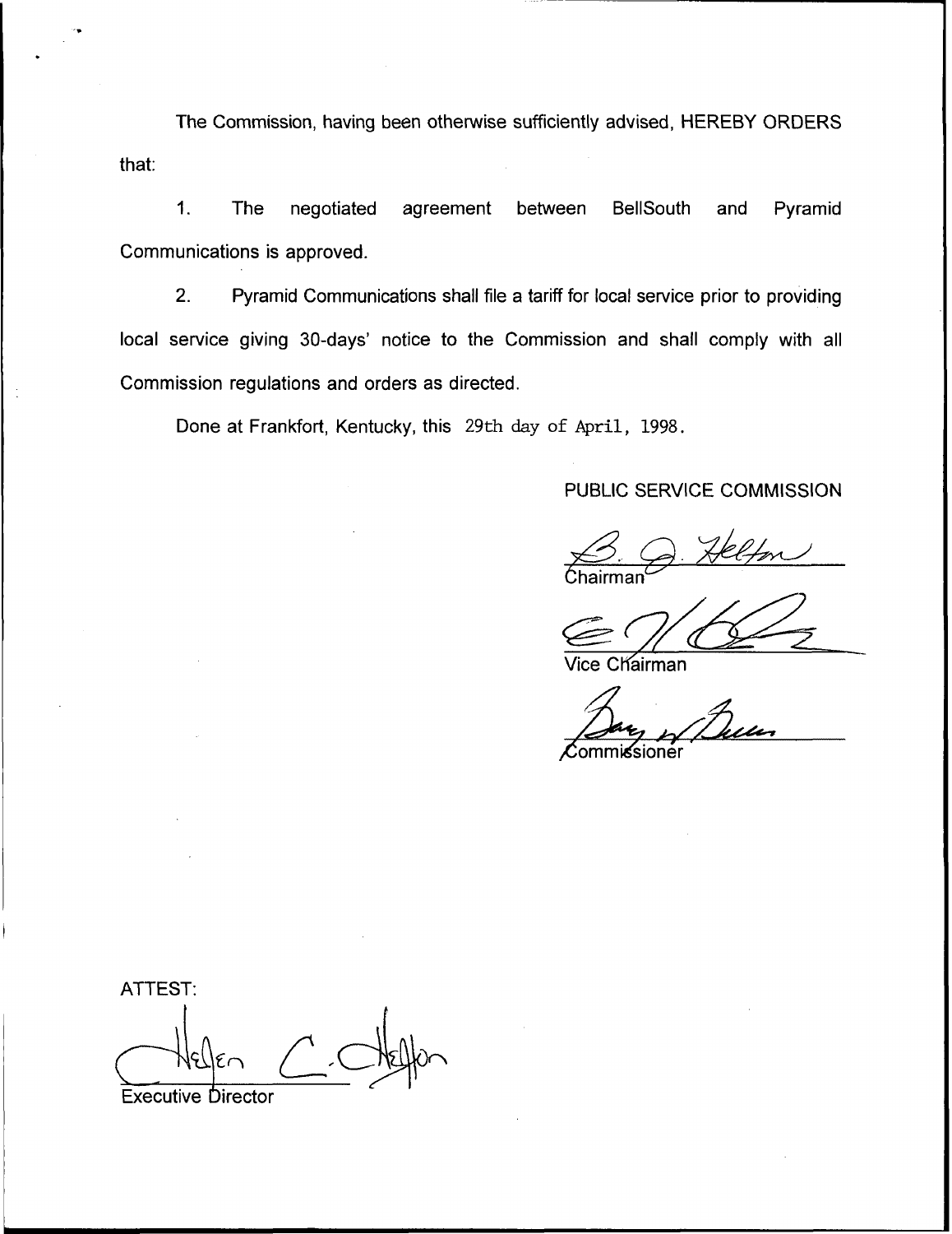The Commission, having been otherwise sufficiently advised, HEREBY ORDERS that:

1. The negotiated agreement between BellSouth and Pyramid Communications is approved.

2. Pyramid Communications shall file a tariff for local service prior to providing local service giving 30-days' notice to the Commission and shall comply with all Commission regulations and orders as directed.

Done at Frankfort, Kentucky, this 29th day of April, 1998.

PUBLIC SERVICE COMMISSION

Chairman

Vice Chairman

Commissioner

ATTEST:

Executive Director